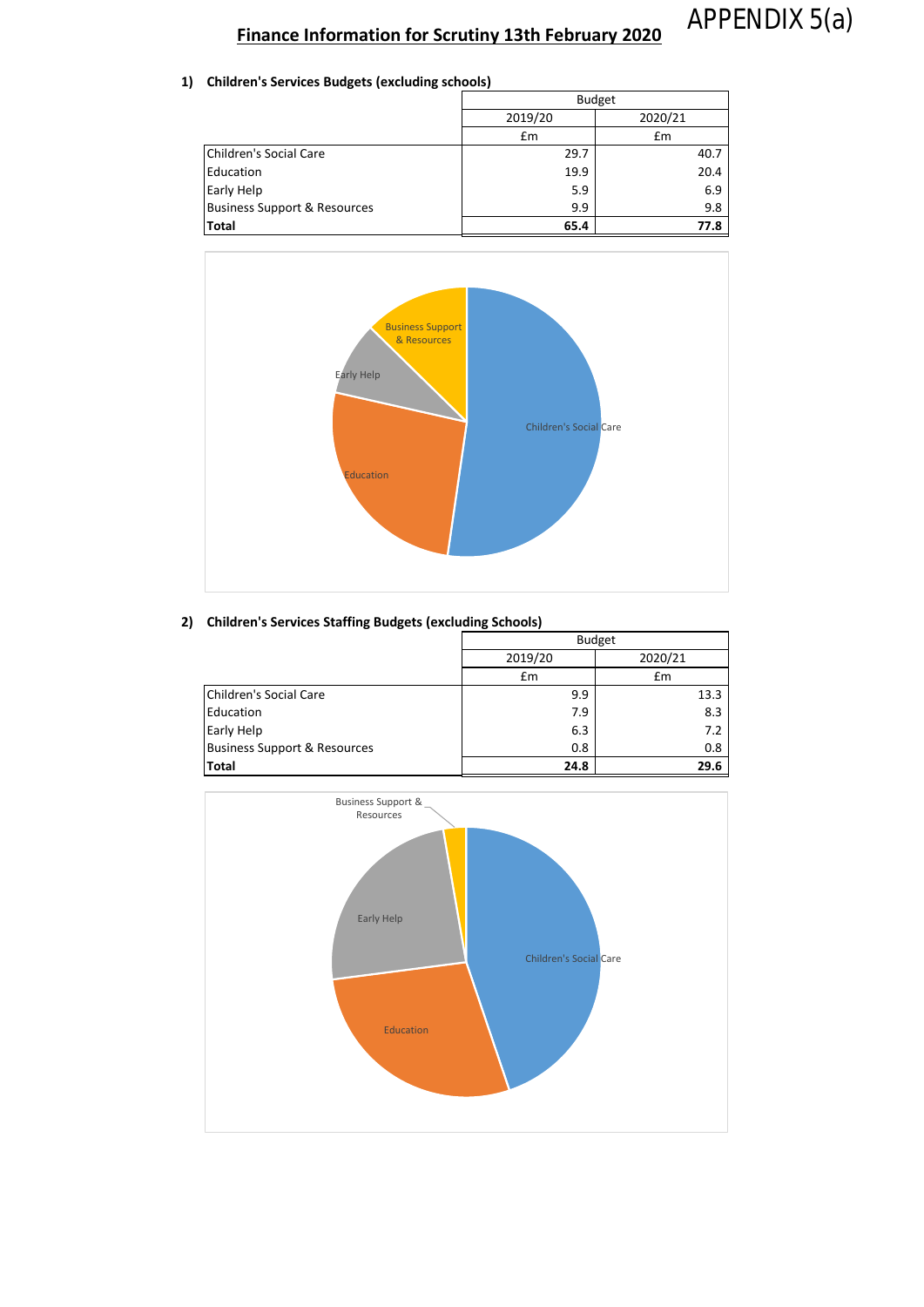APPENDIX 5(a)

# Finance Information for Scrutiny 13th February 2020

## 1) Children's Services Budgets (excluding schools)

| | Budget | |
|---|---|---|
| | 2019/20 | 2020/21 |
| | £m | £m |
| Children's Social Care | 29.7 | 40.7 |
| Education | 19.9 | 20.4 |
| Early Help | 5.9 | 6.9 |
| Business Support & Resources | 9.9 | 9.8 |
| **Total** | **65.4** | **77.8** |

## 2) Children's Services Staffing Budgets (excluding Schools)

| | Budget | |
|---|---|---|
| | 2019/20 | 2020/21 |
| | £m | £m |
| Children's Social Care | 9.9 | 13.3 |
| Education | 7.9 | 8.3 |
| Early Help | 6.3 | 7.2 |
| Business Support & Resources | 0.8 | 0.8 |
| **Total** | **24.8** | **29.6** |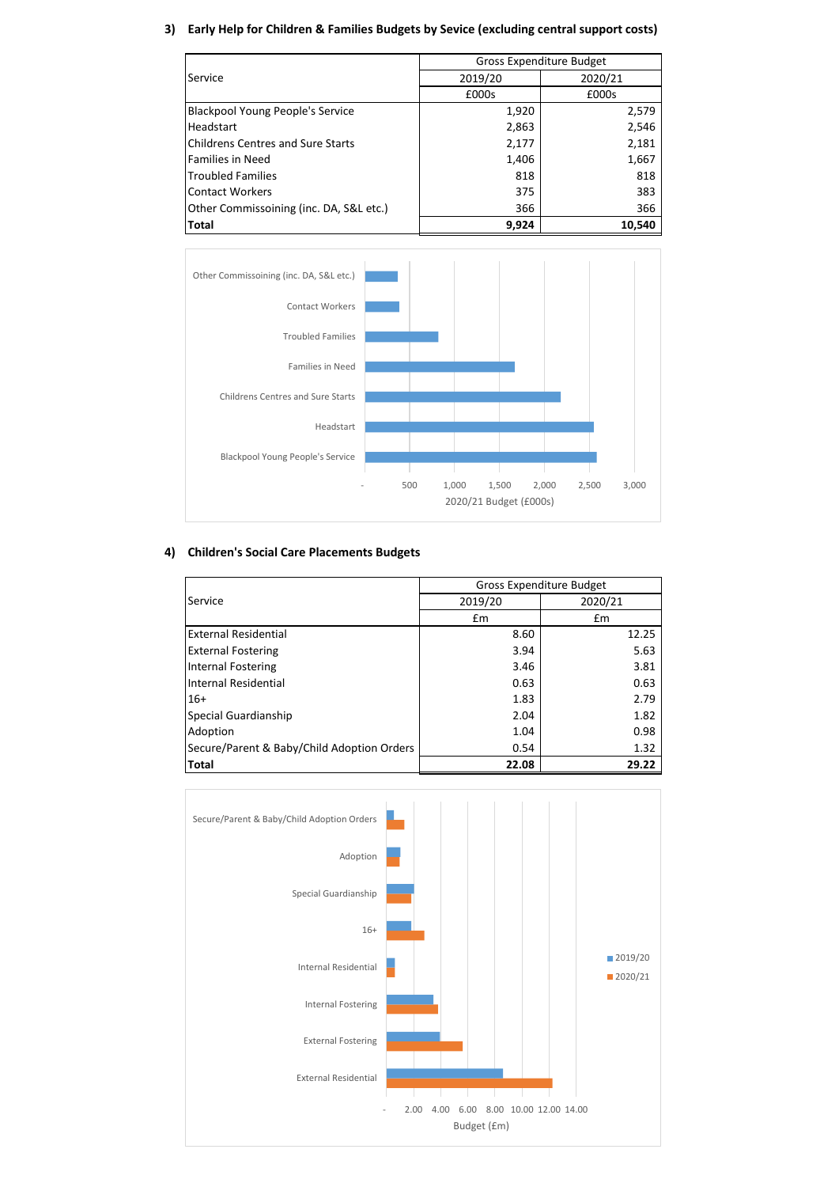### 3) Early Help for Children & Families Budgets by Sevice (excluding central support costs)

| Service | Gross Expenditure Budget | |
|---|---|---|
| | 2019/20 | 2020/21 |
| | £000s | £000s |
| Blackpool Young People's Service | 1,920 | 2,579 |
| Headstart | 2,863 | 2,546 |
| Childrens Centres and Sure Starts | 2,177 | 2,181 |
| Families in Need | 1,406 | 1,667 |
| Troubled Families | 818 | 818 |
| Contact Workers | 375 | 383 |
| Other Commissoining (inc. DA, S&L etc.) | 366 | 366 |
| **Total** | **9,924** | **10,540** |

### 4) Children's Social Care Placements Budgets

| Service | Gross Expenditure Budget | |
|---|---|---|
| | 2019/20 | 2020/21 |
| | £m | £m |
| External Residential | 8.60 | 12.25 |
| External Fostering | 3.94 | 5.63 |
| Internal Fostering | 3.46 | 3.81 |
| Internal Residential | 0.63 | 0.63 |
| 16+ | 1.83 | 2.79 |
| Special Guardianship | 2.04 | 1.82 |
| Adoption | 1.04 | 0.98 |
| Secure/Parent & Baby/Child Adoption Orders | 0.54 | 1.32 |
| **Total** | **22.08** | **29.22** |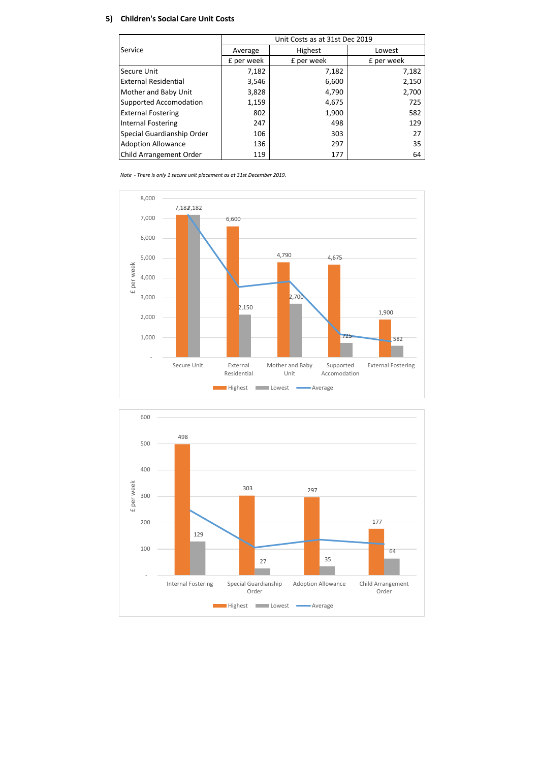### 5) Children's Social Care Unit Costs

| Service | Unit Costs as at 31st Dec 2019 | | |
|---|---|---|---|
| | Average | Highest | Lowest |
| | £ per week | £ per week | £ per week |
| Secure Unit | 7,182 | 7,182 | 7,182 |
| External Residential | 3,546 | 6,600 | 2,150 |
| Mother and Baby Unit | 3,828 | 4,790 | 2,700 |
| Supported Accomodation | 1,159 | 4,675 | 725 |
| External Fostering | 802 | 1,900 | 582 |
| Internal Fostering | 247 | 498 | 129 |
| Special Guardianship Order | 106 | 303 | 27 |
| Adoption Allowance | 136 | 297 | 35 |
| Child Arrangement Order | 119 | 177 | 64 |

*Note - There is only 1 secure unit placement as at 31st December 2019.*

8,000
7,000
6,000
5,000
4,000
3,000
2,000
1,000
-

£ per week

7,182 7,182
6,600
2,150
4,790
2,700
4,675
725
1,900
582

Secure Unit
External Residential
Mother and Baby Unit
Supported Accomodation
External Fostering

Highest Lowest Average

600
500
400
300
200
100
-

£ per week

498
129
303
27
297
35
177
64

Internal Fostering
Special Guardianship Order
Adoption Allowance
Child Arrangement Order

Highest Lowest Average